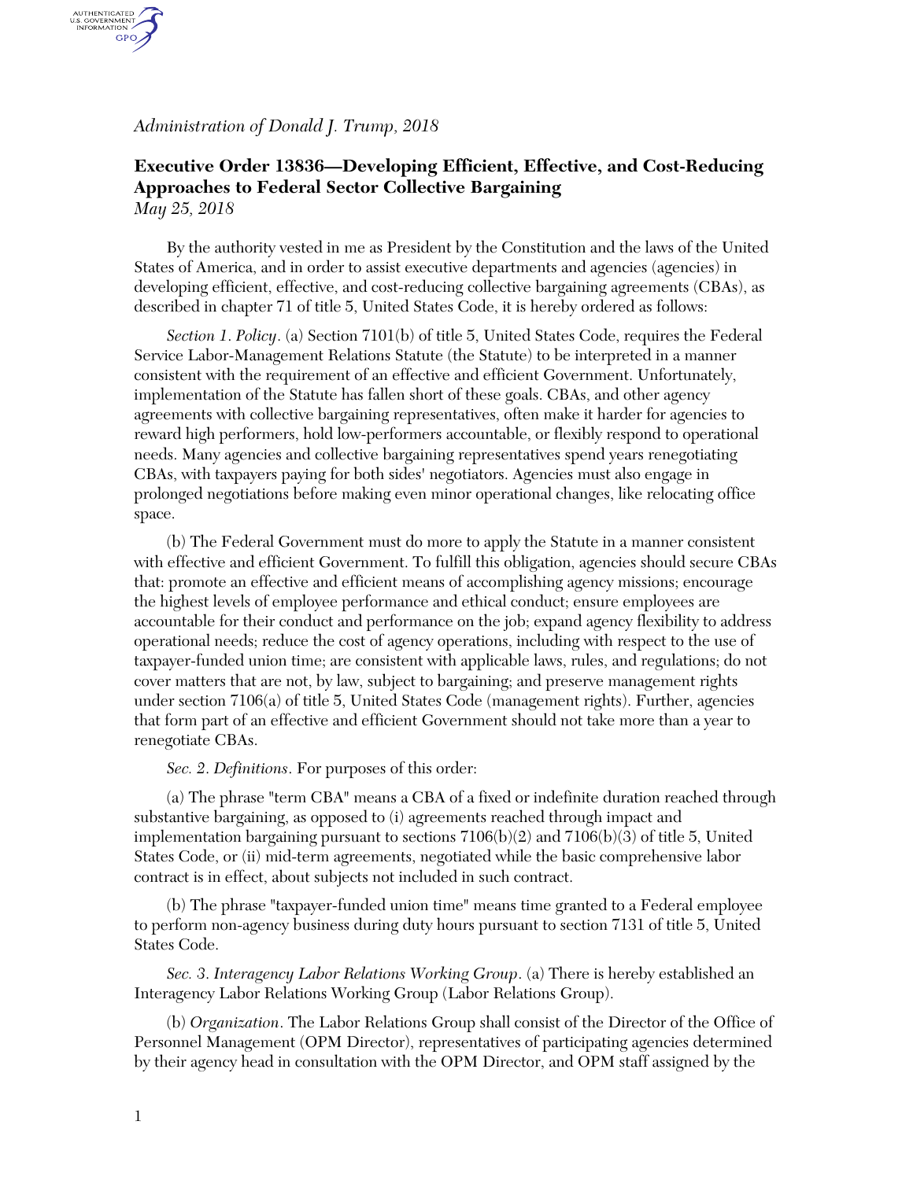*Administration of Donald J. Trump, 2018*

**Executive Order 13836—Developing Efficient, Effective, and Cost-Reducing Approaches to Federal Sector Collective Bargaining**
*May 25, 2018*

By the authority vested in me as President by the Constitution and the laws of the United States of America, and in order to assist executive departments and agencies (agencies) in developing efficient, effective, and cost-reducing collective bargaining agreements (CBAs), as described in chapter 71 of title 5, United States Code, it is hereby ordered as follows:

*Section 1. Policy*. (a) Section 7101(b) of title 5, United States Code, requires the Federal Service Labor-Management Relations Statute (the Statute) to be interpreted in a manner consistent with the requirement of an effective and efficient Government. Unfortunately, implementation of the Statute has fallen short of these goals. CBAs, and other agency agreements with collective bargaining representatives, often make it harder for agencies to reward high performers, hold low-performers accountable, or flexibly respond to operational needs. Many agencies and collective bargaining representatives spend years renegotiating CBAs, with taxpayers paying for both sides' negotiators. Agencies must also engage in prolonged negotiations before making even minor operational changes, like relocating office space.

(b) The Federal Government must do more to apply the Statute in a manner consistent with effective and efficient Government. To fulfill this obligation, agencies should secure CBAs that: promote an effective and efficient means of accomplishing agency missions; encourage the highest levels of employee performance and ethical conduct; ensure employees are accountable for their conduct and performance on the job; expand agency flexibility to address operational needs; reduce the cost of agency operations, including with respect to the use of taxpayer-funded union time; are consistent with applicable laws, rules, and regulations; do not cover matters that are not, by law, subject to bargaining; and preserve management rights under section 7106(a) of title 5, United States Code (management rights). Further, agencies that form part of an effective and efficient Government should not take more than a year to renegotiate CBAs.

*Sec. 2. Definitions*. For purposes of this order:

(a) The phrase "term CBA" means a CBA of a fixed or indefinite duration reached through substantive bargaining, as opposed to (i) agreements reached through impact and implementation bargaining pursuant to sections 7106(b)(2) and 7106(b)(3) of title 5, United States Code, or (ii) mid-term agreements, negotiated while the basic comprehensive labor contract is in effect, about subjects not included in such contract.

(b) The phrase "taxpayer-funded union time" means time granted to a Federal employee to perform non-agency business during duty hours pursuant to section 7131 of title 5, United States Code.

*Sec. 3. Interagency Labor Relations Working Group*. (a) There is hereby established an Interagency Labor Relations Working Group (Labor Relations Group).

(b) *Organization*. The Labor Relations Group shall consist of the Director of the Office of Personnel Management (OPM Director), representatives of participating agencies determined by their agency head in consultation with the OPM Director, and OPM staff assigned by the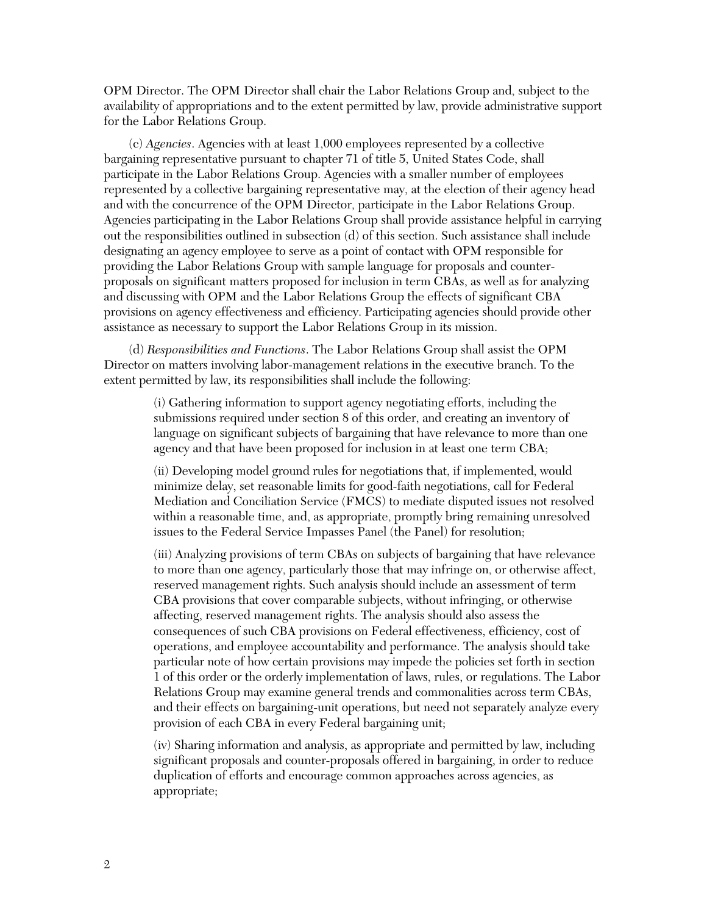OPM Director. The OPM Director shall chair the Labor Relations Group and, subject to the availability of appropriations and to the extent permitted by law, provide administrative support for the Labor Relations Group.

(c) *Agencies*. Agencies with at least 1,000 employees represented by a collective bargaining representative pursuant to chapter 71 of title 5, United States Code, shall participate in the Labor Relations Group. Agencies with a smaller number of employees represented by a collective bargaining representative may, at the election of their agency head and with the concurrence of the OPM Director, participate in the Labor Relations Group. Agencies participating in the Labor Relations Group shall provide assistance helpful in carrying out the responsibilities outlined in subsection (d) of this section. Such assistance shall include designating an agency employee to serve as a point of contact with OPM responsible for providing the Labor Relations Group with sample language for proposals and counter-proposals on significant matters proposed for inclusion in term CBAs, as well as for analyzing and discussing with OPM and the Labor Relations Group the effects of significant CBA provisions on agency effectiveness and efficiency. Participating agencies should provide other assistance as necessary to support the Labor Relations Group in its mission.

(d) *Responsibilities and Functions*. The Labor Relations Group shall assist the OPM Director on matters involving labor-management relations in the executive branch. To the extent permitted by law, its responsibilities shall include the following:

(i) Gathering information to support agency negotiating efforts, including the submissions required under section 8 of this order, and creating an inventory of language on significant subjects of bargaining that have relevance to more than one agency and that have been proposed for inclusion in at least one term CBA;

(ii) Developing model ground rules for negotiations that, if implemented, would minimize delay, set reasonable limits for good-faith negotiations, call for Federal Mediation and Conciliation Service (FMCS) to mediate disputed issues not resolved within a reasonable time, and, as appropriate, promptly bring remaining unresolved issues to the Federal Service Impasses Panel (the Panel) for resolution;

(iii) Analyzing provisions of term CBAs on subjects of bargaining that have relevance to more than one agency, particularly those that may infringe on, or otherwise affect, reserved management rights. Such analysis should include an assessment of term CBA provisions that cover comparable subjects, without infringing, or otherwise affecting, reserved management rights. The analysis should also assess the consequences of such CBA provisions on Federal effectiveness, efficiency, cost of operations, and employee accountability and performance. The analysis should take particular note of how certain provisions may impede the policies set forth in section 1 of this order or the orderly implementation of laws, rules, or regulations. The Labor Relations Group may examine general trends and commonalities across term CBAs, and their effects on bargaining-unit operations, but need not separately analyze every provision of each CBA in every Federal bargaining unit;

(iv) Sharing information and analysis, as appropriate and permitted by law, including significant proposals and counter-proposals offered in bargaining, in order to reduce duplication of efforts and encourage common approaches across agencies, as appropriate;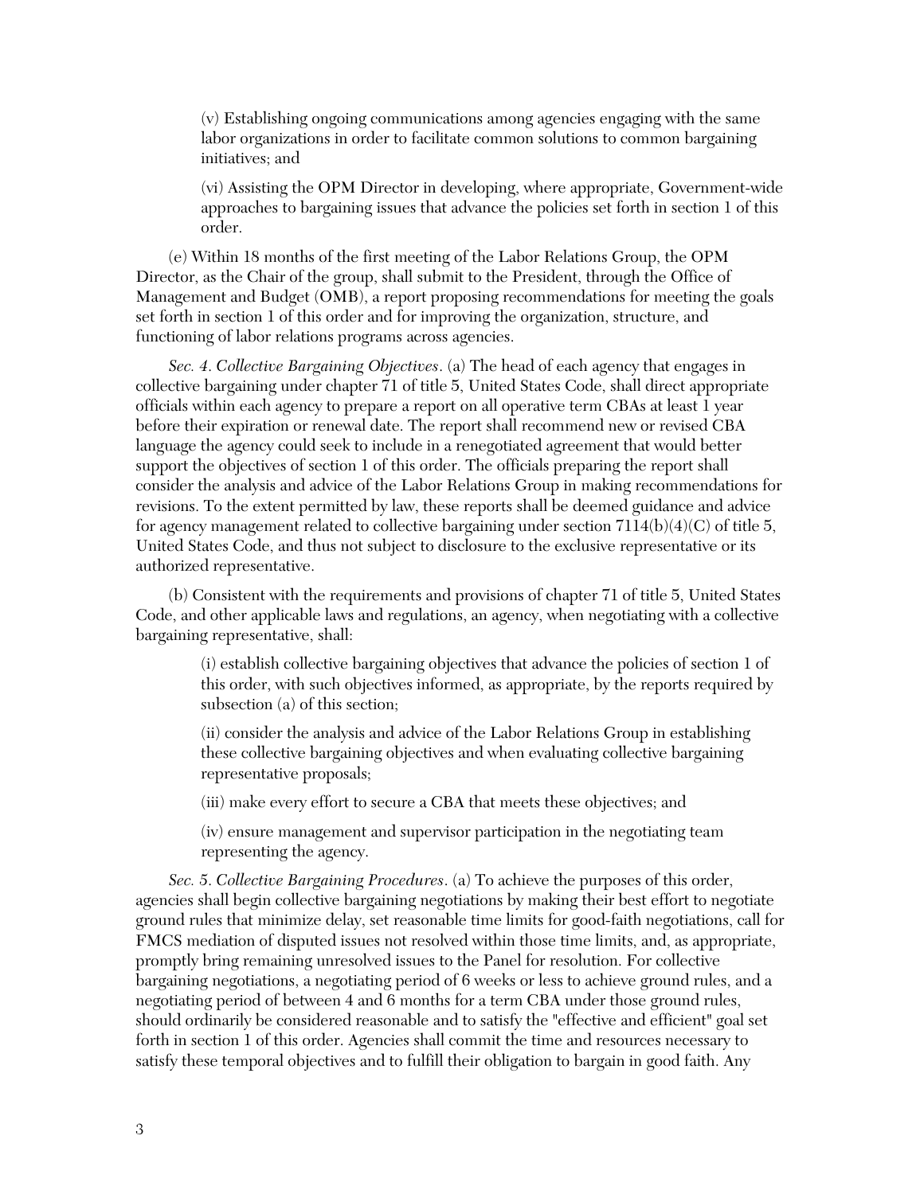(v) Establishing ongoing communications among agencies engaging with the same labor organizations in order to facilitate common solutions to common bargaining initiatives; and

(vi) Assisting the OPM Director in developing, where appropriate, Government-wide approaches to bargaining issues that advance the policies set forth in section 1 of this order.

(e) Within 18 months of the first meeting of the Labor Relations Group, the OPM Director, as the Chair of the group, shall submit to the President, through the Office of Management and Budget (OMB), a report proposing recommendations for meeting the goals set forth in section 1 of this order and for improving the organization, structure, and functioning of labor relations programs across agencies.

*Sec. 4. Collective Bargaining Objectives*. (a) The head of each agency that engages in collective bargaining under chapter 71 of title 5, United States Code, shall direct appropriate officials within each agency to prepare a report on all operative term CBAs at least 1 year before their expiration or renewal date. The report shall recommend new or revised CBA language the agency could seek to include in a renegotiated agreement that would better support the objectives of section 1 of this order. The officials preparing the report shall consider the analysis and advice of the Labor Relations Group in making recommendations for revisions. To the extent permitted by law, these reports shall be deemed guidance and advice for agency management related to collective bargaining under section 7114(b)(4)(C) of title 5, United States Code, and thus not subject to disclosure to the exclusive representative or its authorized representative.

(b) Consistent with the requirements and provisions of chapter 71 of title 5, United States Code, and other applicable laws and regulations, an agency, when negotiating with a collective bargaining representative, shall:

(i) establish collective bargaining objectives that advance the policies of section 1 of this order, with such objectives informed, as appropriate, by the reports required by subsection (a) of this section;

(ii) consider the analysis and advice of the Labor Relations Group in establishing these collective bargaining objectives and when evaluating collective bargaining representative proposals;

(iii) make every effort to secure a CBA that meets these objectives; and

(iv) ensure management and supervisor participation in the negotiating team representing the agency.

*Sec. 5. Collective Bargaining Procedures*. (a) To achieve the purposes of this order, agencies shall begin collective bargaining negotiations by making their best effort to negotiate ground rules that minimize delay, set reasonable time limits for good-faith negotiations, call for FMCS mediation of disputed issues not resolved within those time limits, and, as appropriate, promptly bring remaining unresolved issues to the Panel for resolution. For collective bargaining negotiations, a negotiating period of 6 weeks or less to achieve ground rules, and a negotiating period of between 4 and 6 months for a term CBA under those ground rules, should ordinarily be considered reasonable and to satisfy the "effective and efficient" goal set forth in section 1 of this order. Agencies shall commit the time and resources necessary to satisfy these temporal objectives and to fulfill their obligation to bargain in good faith. Any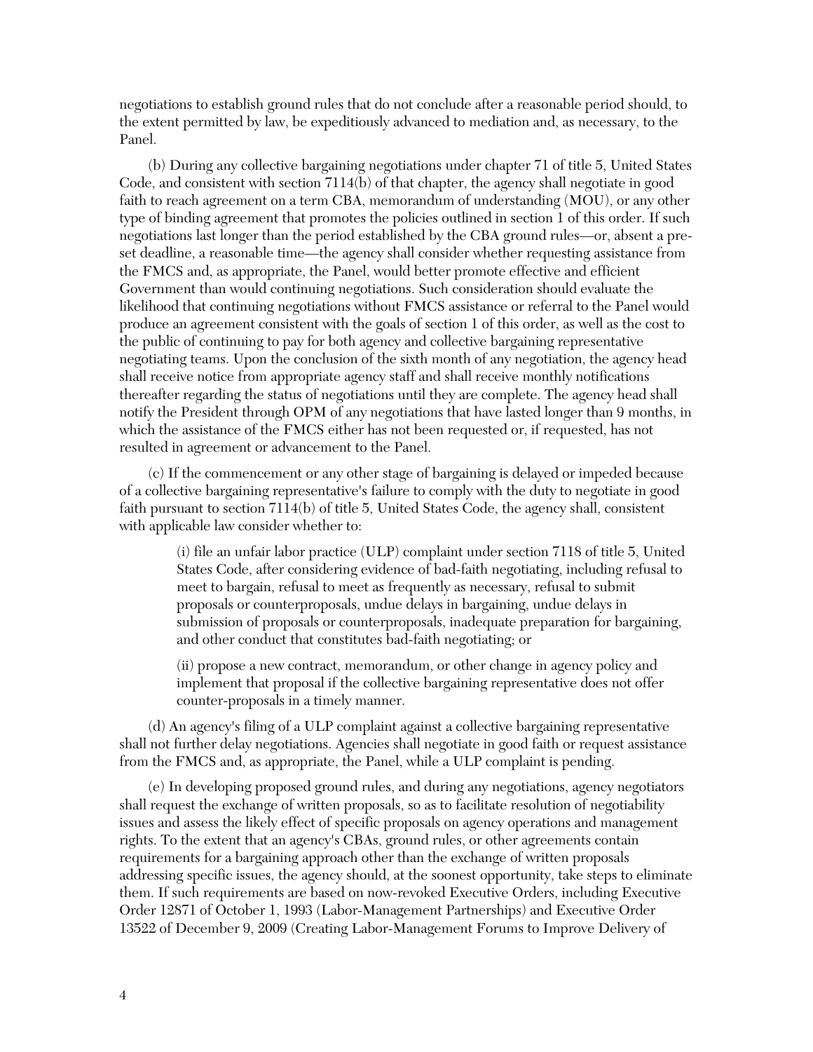negotiations to establish ground rules that do not conclude after a reasonable period should, to the extent permitted by law, be expeditiously advanced to mediation and, as necessary, to the Panel.

(b) During any collective bargaining negotiations under chapter 71 of title 5, United States Code, and consistent with section 7114(b) of that chapter, the agency shall negotiate in good faith to reach agreement on a term CBA, memorandum of understanding (MOU), or any other type of binding agreement that promotes the policies outlined in section 1 of this order. If such negotiations last longer than the period established by the CBA ground rules—or, absent a pre-set deadline, a reasonable time—the agency shall consider whether requesting assistance from the FMCS and, as appropriate, the Panel, would better promote effective and efficient Government than would continuing negotiations. Such consideration should evaluate the likelihood that continuing negotiations without FMCS assistance or referral to the Panel would produce an agreement consistent with the goals of section 1 of this order, as well as the cost to the public of continuing to pay for both agency and collective bargaining representative negotiating teams. Upon the conclusion of the sixth month of any negotiation, the agency head shall receive notice from appropriate agency staff and shall receive monthly notifications thereafter regarding the status of negotiations until they are complete. The agency head shall notify the President through OPM of any negotiations that have lasted longer than 9 months, in which the assistance of the FMCS either has not been requested or, if requested, has not resulted in agreement or advancement to the Panel.

(c) If the commencement or any other stage of bargaining is delayed or impeded because of a collective bargaining representative's failure to comply with the duty to negotiate in good faith pursuant to section 7114(b) of title 5, United States Code, the agency shall, consistent with applicable law consider whether to:

> (i) file an unfair labor practice (ULP) complaint under section 7118 of title 5, United States Code, after considering evidence of bad-faith negotiating, including refusal to meet to bargain, refusal to meet as frequently as necessary, refusal to submit proposals or counterproposals, undue delays in bargaining, undue delays in submission of proposals or counterproposals, inadequate preparation for bargaining, and other conduct that constitutes bad-faith negotiating; or
>
> (ii) propose a new contract, memorandum, or other change in agency policy and implement that proposal if the collective bargaining representative does not offer counter-proposals in a timely manner.

(d) An agency's filing of a ULP complaint against a collective bargaining representative shall not further delay negotiations. Agencies shall negotiate in good faith or request assistance from the FMCS and, as appropriate, the Panel, while a ULP complaint is pending.

(e) In developing proposed ground rules, and during any negotiations, agency negotiators shall request the exchange of written proposals, so as to facilitate resolution of negotiability issues and assess the likely effect of specific proposals on agency operations and management rights. To the extent that an agency's CBAs, ground rules, or other agreements contain requirements for a bargaining approach other than the exchange of written proposals addressing specific issues, the agency should, at the soonest opportunity, take steps to eliminate them. If such requirements are based on now-revoked Executive Orders, including Executive Order 12871 of October 1, 1993 (Labor-Management Partnerships) and Executive Order 13522 of December 9, 2009 (Creating Labor-Management Forums to Improve Delivery of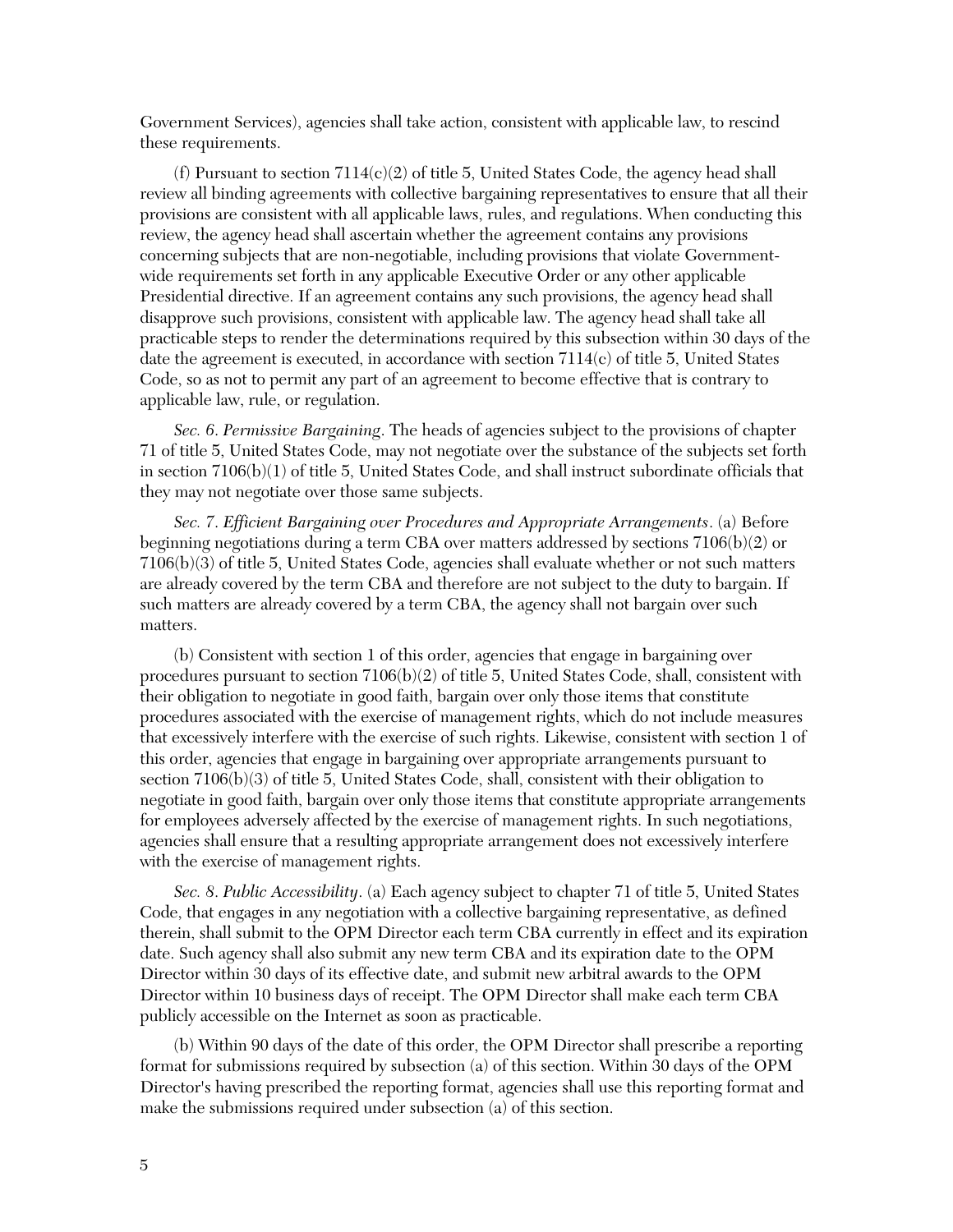Government Services), agencies shall take action, consistent with applicable law, to rescind these requirements.

(f) Pursuant to section 7114(c)(2) of title 5, United States Code, the agency head shall review all binding agreements with collective bargaining representatives to ensure that all their provisions are consistent with all applicable laws, rules, and regulations. When conducting this review, the agency head shall ascertain whether the agreement contains any provisions concerning subjects that are non-negotiable, including provisions that violate Government-wide requirements set forth in any applicable Executive Order or any other applicable Presidential directive. If an agreement contains any such provisions, the agency head shall disapprove such provisions, consistent with applicable law. The agency head shall take all practicable steps to render the determinations required by this subsection within 30 days of the date the agreement is executed, in accordance with section 7114(c) of title 5, United States Code, so as not to permit any part of an agreement to become effective that is contrary to applicable law, rule, or regulation.

*Sec. 6. Permissive Bargaining*. The heads of agencies subject to the provisions of chapter 71 of title 5, United States Code, may not negotiate over the substance of the subjects set forth in section 7106(b)(1) of title 5, United States Code, and shall instruct subordinate officials that they may not negotiate over those same subjects.

*Sec. 7. Efficient Bargaining over Procedures and Appropriate Arrangements*. (a) Before beginning negotiations during a term CBA over matters addressed by sections 7106(b)(2) or 7106(b)(3) of title 5, United States Code, agencies shall evaluate whether or not such matters are already covered by the term CBA and therefore are not subject to the duty to bargain. If such matters are already covered by a term CBA, the agency shall not bargain over such matters.

(b) Consistent with section 1 of this order, agencies that engage in bargaining over procedures pursuant to section 7106(b)(2) of title 5, United States Code, shall, consistent with their obligation to negotiate in good faith, bargain over only those items that constitute procedures associated with the exercise of management rights, which do not include measures that excessively interfere with the exercise of such rights. Likewise, consistent with section 1 of this order, agencies that engage in bargaining over appropriate arrangements pursuant to section 7106(b)(3) of title 5, United States Code, shall, consistent with their obligation to negotiate in good faith, bargain over only those items that constitute appropriate arrangements for employees adversely affected by the exercise of management rights. In such negotiations, agencies shall ensure that a resulting appropriate arrangement does not excessively interfere with the exercise of management rights.

*Sec. 8. Public Accessibility*. (a) Each agency subject to chapter 71 of title 5, United States Code, that engages in any negotiation with a collective bargaining representative, as defined therein, shall submit to the OPM Director each term CBA currently in effect and its expiration date. Such agency shall also submit any new term CBA and its expiration date to the OPM Director within 30 days of its effective date, and submit new arbitral awards to the OPM Director within 10 business days of receipt. The OPM Director shall make each term CBA publicly accessible on the Internet as soon as practicable.

(b) Within 90 days of the date of this order, the OPM Director shall prescribe a reporting format for submissions required by subsection (a) of this section. Within 30 days of the OPM Director's having prescribed the reporting format, agencies shall use this reporting format and make the submissions required under subsection (a) of this section.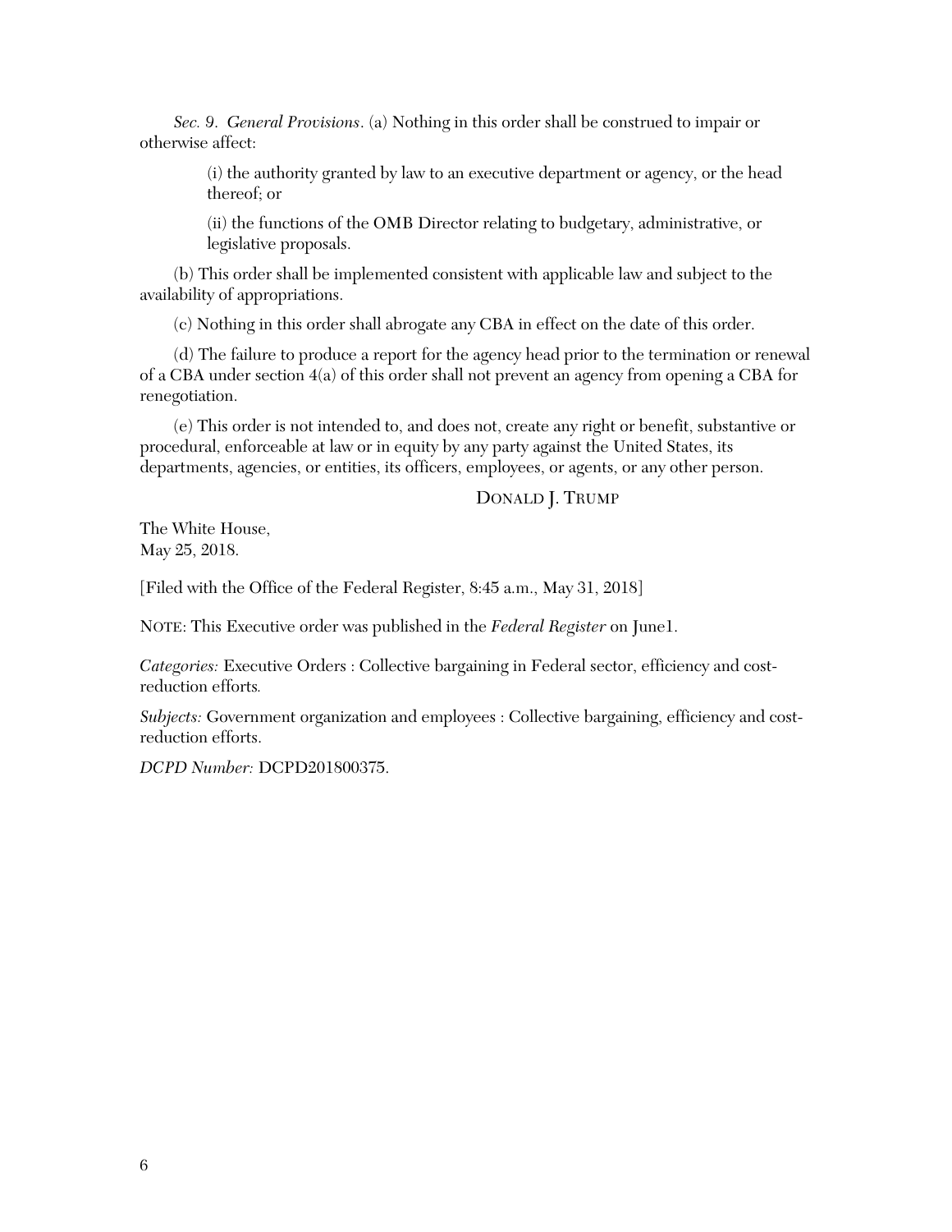*Sec. 9. General Provisions*. (a) Nothing in this order shall be construed to impair or otherwise affect:

(i) the authority granted by law to an executive department or agency, or the head thereof; or

(ii) the functions of the OMB Director relating to budgetary, administrative, or legislative proposals.

(b) This order shall be implemented consistent with applicable law and subject to the availability of appropriations.

(c) Nothing in this order shall abrogate any CBA in effect on the date of this order.

(d) The failure to produce a report for the agency head prior to the termination or renewal of a CBA under section 4(a) of this order shall not prevent an agency from opening a CBA for renegotiation.

(e) This order is not intended to, and does not, create any right or benefit, substantive or procedural, enforceable at law or in equity by any party against the United States, its departments, agencies, or entities, its officers, employees, or agents, or any other person.

DONALD J. TRUMP

The White House,
May 25, 2018.

[Filed with the Office of the Federal Register, 8:45 a.m., May 31, 2018]

NOTE: This Executive order was published in the *Federal Register* on June1.

*Categories:* Executive Orders : Collective bargaining in Federal sector, efficiency and cost-reduction efforts.

*Subjects:* Government organization and employees : Collective bargaining, efficiency and cost-reduction efforts.

*DCPD Number:* DCPD201800375.